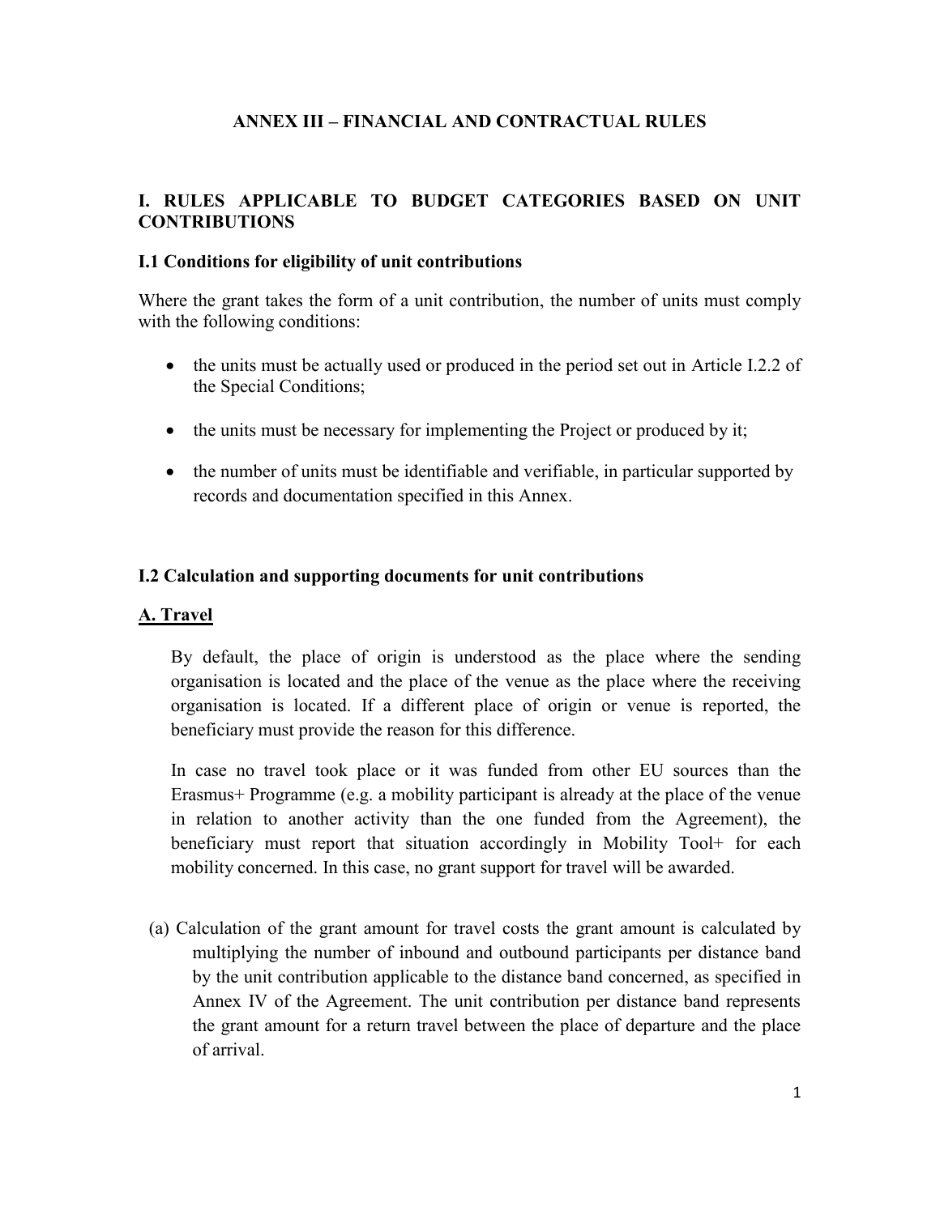# ANNEX III – FINANCIAL AND CONTRACTUAL RULES

## I. RULES APPLICABLE TO BUDGET CATEGORIES BASED ON UNIT CONTRIBUTIONS

### I.1 Conditions for eligibility of unit contributions

Where the grant takes the form of a unit contribution, the number of units must comply with the following conditions:

- the units must be actually used or produced in the period set out in Article I.2.2 of the Special Conditions;
- the units must be necessary for implementing the Project or produced by it;
- the number of units must be identifiable and verifiable, in particular supported by records and documentation specified in this Annex.

### I.2 Calculation and supporting documents for unit contributions

#### <u>A. Travel</u>

By default, the place of origin is understood as the place where the sending organisation is located and the place of the venue as the place where the receiving organisation is located. If a different place of origin or venue is reported, the beneficiary must provide the reason for this difference.

In case no travel took place or it was funded from other EU sources than the Erasmus+ Programme (e.g. a mobility participant is already at the place of the venue in relation to another activity than the one funded from the Agreement), the beneficiary must report that situation accordingly in Mobility Tool+ for each mobility concerned. In this case, no grant support for travel will be awarded.

(a) Calculation of the grant amount for travel costs the grant amount is calculated by multiplying the number of inbound and outbound participants per distance band by the unit contribution applicable to the distance band concerned, as specified in Annex IV of the Agreement. The unit contribution per distance band represents the grant amount for a return travel between the place of departure and the place of arrival.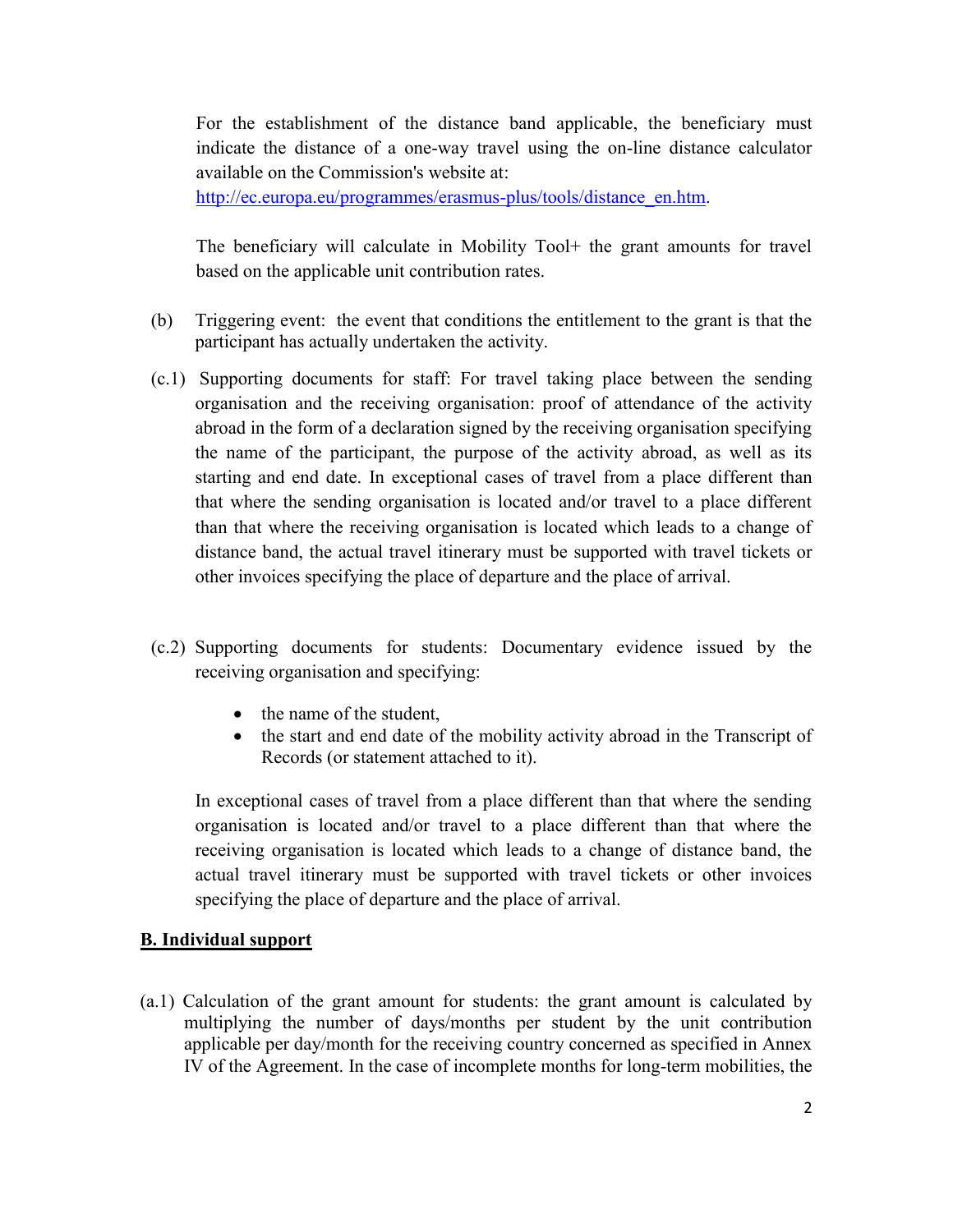For the establishment of the distance band applicable, the beneficiary must indicate the distance of a one-way travel using the on-line distance calculator available on the Commission's website at: http://ec.europa.eu/programmes/erasmus-plus/tools/distance_en.htm.

The beneficiary will calculate in Mobility Tool+ the grant amounts for travel based on the applicable unit contribution rates.

(b) Triggering event: the event that conditions the entitlement to the grant is that the participant has actually undertaken the activity.

(c.1) Supporting documents for staff: For travel taking place between the sending organisation and the receiving organisation: proof of attendance of the activity abroad in the form of a declaration signed by the receiving organisation specifying the name of the participant, the purpose of the activity abroad, as well as its starting and end date. In exceptional cases of travel from a place different than that where the sending organisation is located and/or travel to a place different than that where the receiving organisation is located which leads to a change of distance band, the actual travel itinerary must be supported with travel tickets or other invoices specifying the place of departure and the place of arrival.

(c.2) Supporting documents for students: Documentary evidence issued by the receiving organisation and specifying:

- the name of the student,
- the start and end date of the mobility activity abroad in the Transcript of Records (or statement attached to it).

In exceptional cases of travel from a place different than that where the sending organisation is located and/or travel to a place different than that where the receiving organisation is located which leads to a change of distance band, the actual travel itinerary must be supported with travel tickets or other invoices specifying the place of departure and the place of arrival.

**B. Individual support**

(a.1) Calculation of the grant amount for students: the grant amount is calculated by multiplying the number of days/months per student by the unit contribution applicable per day/month for the receiving country concerned as specified in Annex IV of the Agreement. In the case of incomplete months for long-term mobilities, the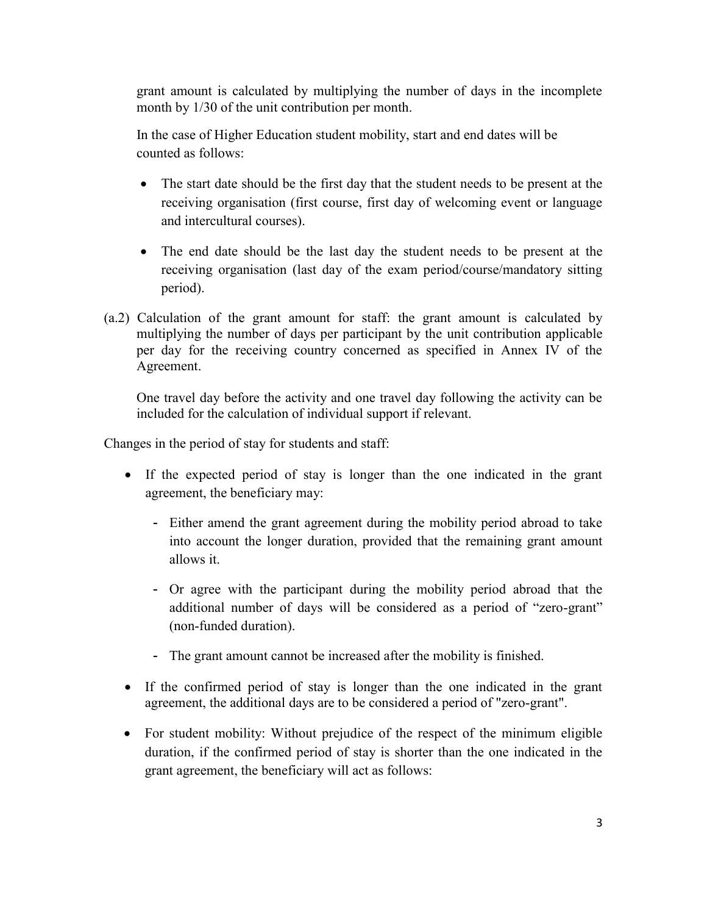grant amount is calculated by multiplying the number of days in the incomplete month by 1/30 of the unit contribution per month.

In the case of Higher Education student mobility, start and end dates will be counted as follows:

- The start date should be the first day that the student needs to be present at the receiving organisation (first course, first day of welcoming event or language and intercultural courses).
- The end date should be the last day the student needs to be present at the receiving organisation (last day of the exam period/course/mandatory sitting period).

(a.2) Calculation of the grant amount for staff: the grant amount is calculated by multiplying the number of days per participant by the unit contribution applicable per day for the receiving country concerned as specified in Annex IV of the Agreement.

One travel day before the activity and one travel day following the activity can be included for the calculation of individual support if relevant.

Changes in the period of stay for students and staff:

- If the expected period of stay is longer than the one indicated in the grant agreement, the beneficiary may:
  - Either amend the grant agreement during the mobility period abroad to take into account the longer duration, provided that the remaining grant amount allows it.
  - Or agree with the participant during the mobility period abroad that the additional number of days will be considered as a period of "zero-grant" (non-funded duration).
  - The grant amount cannot be increased after the mobility is finished.
- If the confirmed period of stay is longer than the one indicated in the grant agreement, the additional days are to be considered a period of "zero-grant".
- For student mobility: Without prejudice of the respect of the minimum eligible duration, if the confirmed period of stay is shorter than the one indicated in the grant agreement, the beneficiary will act as follows: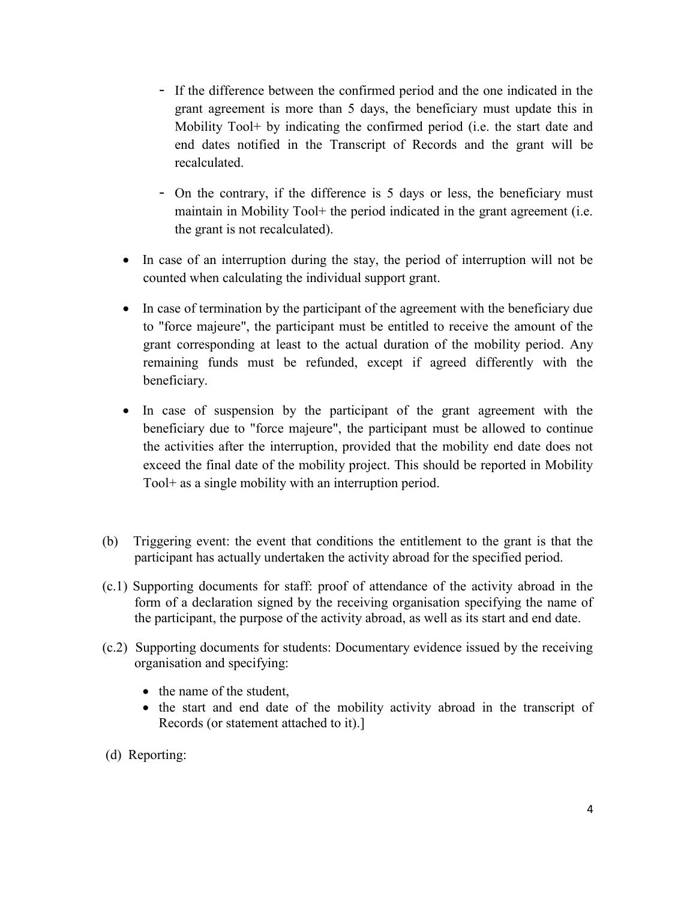- If the difference between the confirmed period and the one indicated in the grant agreement is more than 5 days, the beneficiary must update this in Mobility Tool+ by indicating the confirmed period (i.e. the start date and end dates notified in the Transcript of Records and the grant will be recalculated.
   - On the contrary, if the difference is 5 days or less, the beneficiary must maintain in Mobility Tool+ the period indicated in the grant agreement (i.e. the grant is not recalculated).

- In case of an interruption during the stay, the period of interruption will not be counted when calculating the individual support grant.
- In case of termination by the participant of the agreement with the beneficiary due to "force majeure", the participant must be entitled to receive the amount of the grant corresponding at least to the actual duration of the mobility period. Any remaining funds must be refunded, except if agreed differently with the beneficiary.
- In case of suspension by the participant of the grant agreement with the beneficiary due to "force majeure", the participant must be allowed to continue the activities after the interruption, provided that the mobility end date does not exceed the final date of the mobility project. This should be reported in Mobility Tool+ as a single mobility with an interruption period.

(b) Triggering event: the event that conditions the entitlement to the grant is that the participant has actually undertaken the activity abroad for the specified period.

(c.1) Supporting documents for staff: proof of attendance of the activity abroad in the form of a declaration signed by the receiving organisation specifying the name of the participant, the purpose of the activity abroad, as well as its start and end date.

(c.2) Supporting documents for students: Documentary evidence issued by the receiving organisation and specifying:

- the name of the student,
- the start and end date of the mobility activity abroad in the transcript of Records (or statement attached to it).]

(d) Reporting: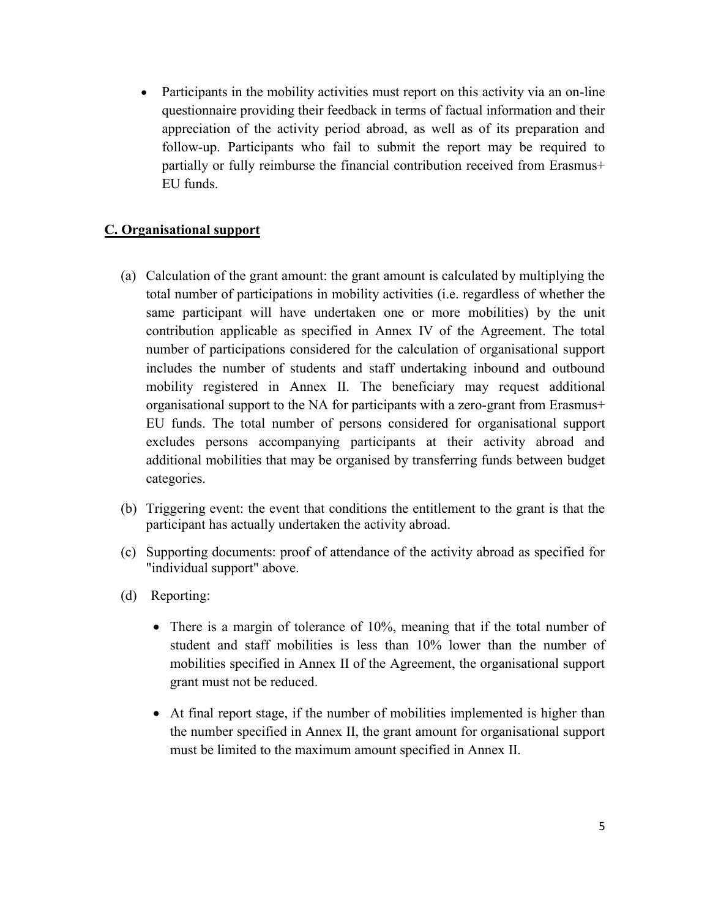- Participants in the mobility activities must report on this activity via an on-line questionnaire providing their feedback in terms of factual information and their appreciation of the activity period abroad, as well as of its preparation and follow-up. Participants who fail to submit the report may be required to partially or fully reimburse the financial contribution received from Erasmus+ EU funds.

## C. Organisational support

(a) Calculation of the grant amount: the grant amount is calculated by multiplying the total number of participations in mobility activities (i.e. regardless of whether the same participant will have undertaken one or more mobilities) by the unit contribution applicable as specified in Annex IV of the Agreement. The total number of participations considered for the calculation of organisational support includes the number of students and staff undertaking inbound and outbound mobility registered in Annex II. The beneficiary may request additional organisational support to the NA for participants with a zero-grant from Erasmus+ EU funds. The total number of persons considered for organisational support excludes persons accompanying participants at their activity abroad and additional mobilities that may be organised by transferring funds between budget categories.

(b) Triggering event: the event that conditions the entitlement to the grant is that the participant has actually undertaken the activity abroad.

(c) Supporting documents: proof of attendance of the activity abroad as specified for "individual support" above.

(d) Reporting:

- There is a margin of tolerance of 10%, meaning that if the total number of student and staff mobilities is less than 10% lower than the number of mobilities specified in Annex II of the Agreement, the organisational support grant must not be reduced.

- At final report stage, if the number of mobilities implemented is higher than the number specified in Annex II, the grant amount for organisational support must be limited to the maximum amount specified in Annex II.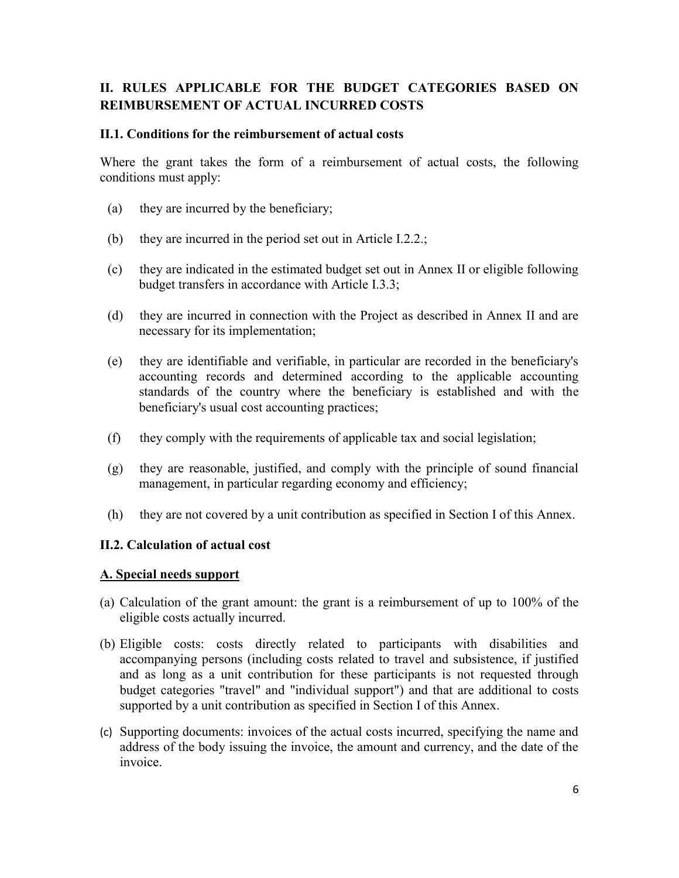## II. RULES APPLICABLE FOR THE BUDGET CATEGORIES BASED ON REIMBURSEMENT OF ACTUAL INCURRED COSTS

### II.1. Conditions for the reimbursement of actual costs

Where the grant takes the form of a reimbursement of actual costs, the following conditions must apply:

(a) they are incurred by the beneficiary;

(b) they are incurred in the period set out in Article I.2.2.;

(c) they are indicated in the estimated budget set out in Annex II or eligible following budget transfers in accordance with Article I.3.3;

(d) they are incurred in connection with the Project as described in Annex II and are necessary for its implementation;

(e) they are identifiable and verifiable, in particular are recorded in the beneficiary's accounting records and determined according to the applicable accounting standards of the country where the beneficiary is established and with the beneficiary's usual cost accounting practices;

(f) they comply with the requirements of applicable tax and social legislation;

(g) they are reasonable, justified, and comply with the principle of sound financial management, in particular regarding economy and efficiency;

(h) they are not covered by a unit contribution as specified in Section I of this Annex.

### II.2. Calculation of actual cost

**A. Special needs support**

(a) Calculation of the grant amount: the grant is a reimbursement of up to 100% of the eligible costs actually incurred.

(b) Eligible costs: costs directly related to participants with disabilities and accompanying persons (including costs related to travel and subsistence, if justified and as long as a unit contribution for these participants is not requested through budget categories "travel" and "individual support") and that are additional to costs supported by a unit contribution as specified in Section I of this Annex.

(c) Supporting documents: invoices of the actual costs incurred, specifying the name and address of the body issuing the invoice, the amount and currency, and the date of the invoice.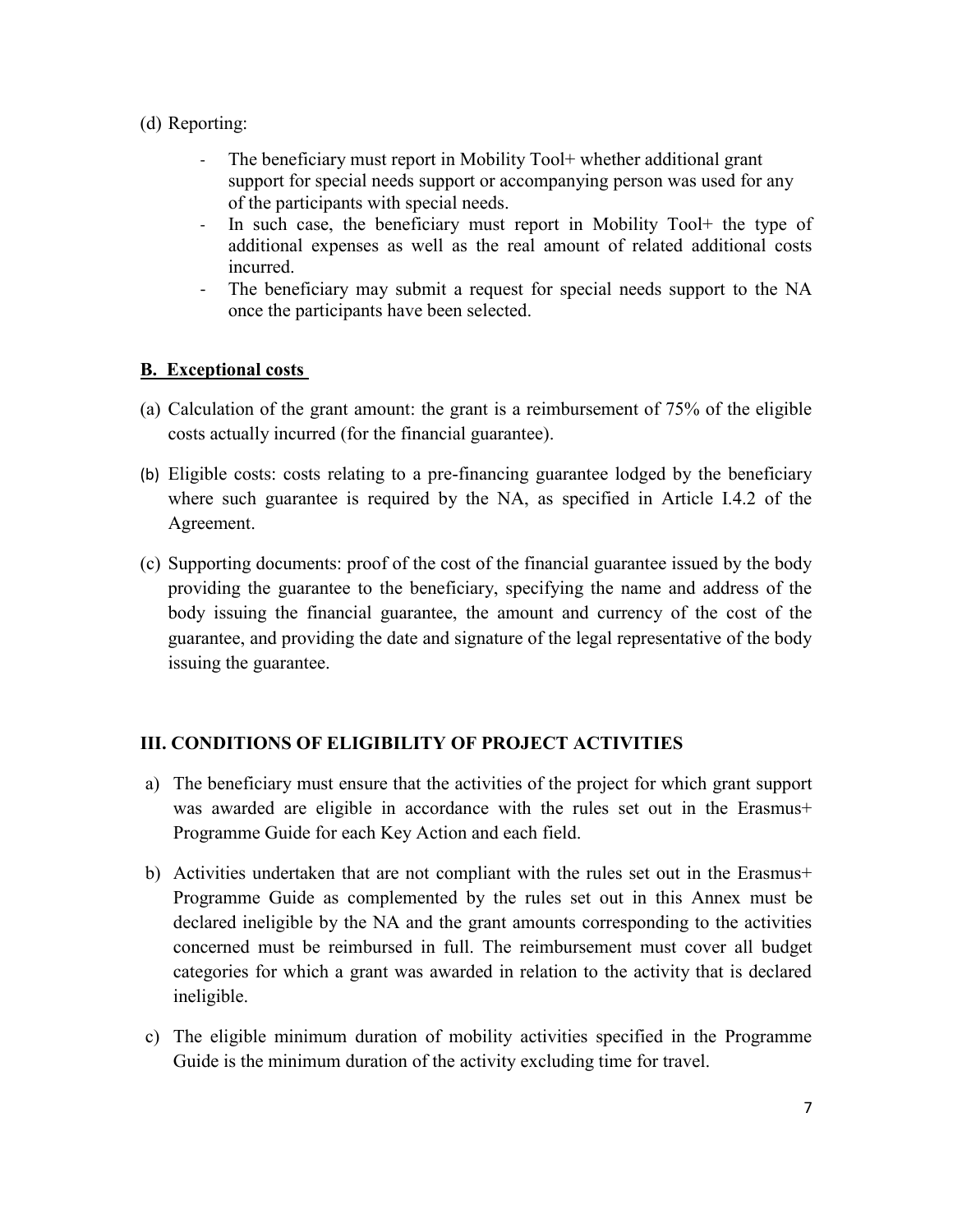(d) Reporting:

- The beneficiary must report in Mobility Tool+ whether additional grant support for special needs support or accompanying person was used for any of the participants with special needs.
- In such case, the beneficiary must report in Mobility Tool+ the type of additional expenses as well as the real amount of related additional costs incurred.
- The beneficiary may submit a request for special needs support to the NA once the participants have been selected.

### B. Exceptional costs

(a) Calculation of the grant amount: the grant is a reimbursement of 75% of the eligible costs actually incurred (for the financial guarantee).

(b) Eligible costs: costs relating to a pre-financing guarantee lodged by the beneficiary where such guarantee is required by the NA, as specified in Article I.4.2 of the Agreement.

(c) Supporting documents: proof of the cost of the financial guarantee issued by the body providing the guarantee to the beneficiary, specifying the name and address of the body issuing the financial guarantee, the amount and currency of the cost of the guarantee, and providing the date and signature of the legal representative of the body issuing the guarantee.

## III. CONDITIONS OF ELIGIBILITY OF PROJECT ACTIVITIES

a) The beneficiary must ensure that the activities of the project for which grant support was awarded are eligible in accordance with the rules set out in the Erasmus+ Programme Guide for each Key Action and each field.

b) Activities undertaken that are not compliant with the rules set out in the Erasmus+ Programme Guide as complemented by the rules set out in this Annex must be declared ineligible by the NA and the grant amounts corresponding to the activities concerned must be reimbursed in full. The reimbursement must cover all budget categories for which a grant was awarded in relation to the activity that is declared ineligible.

c) The eligible minimum duration of mobility activities specified in the Programme Guide is the minimum duration of the activity excluding time for travel.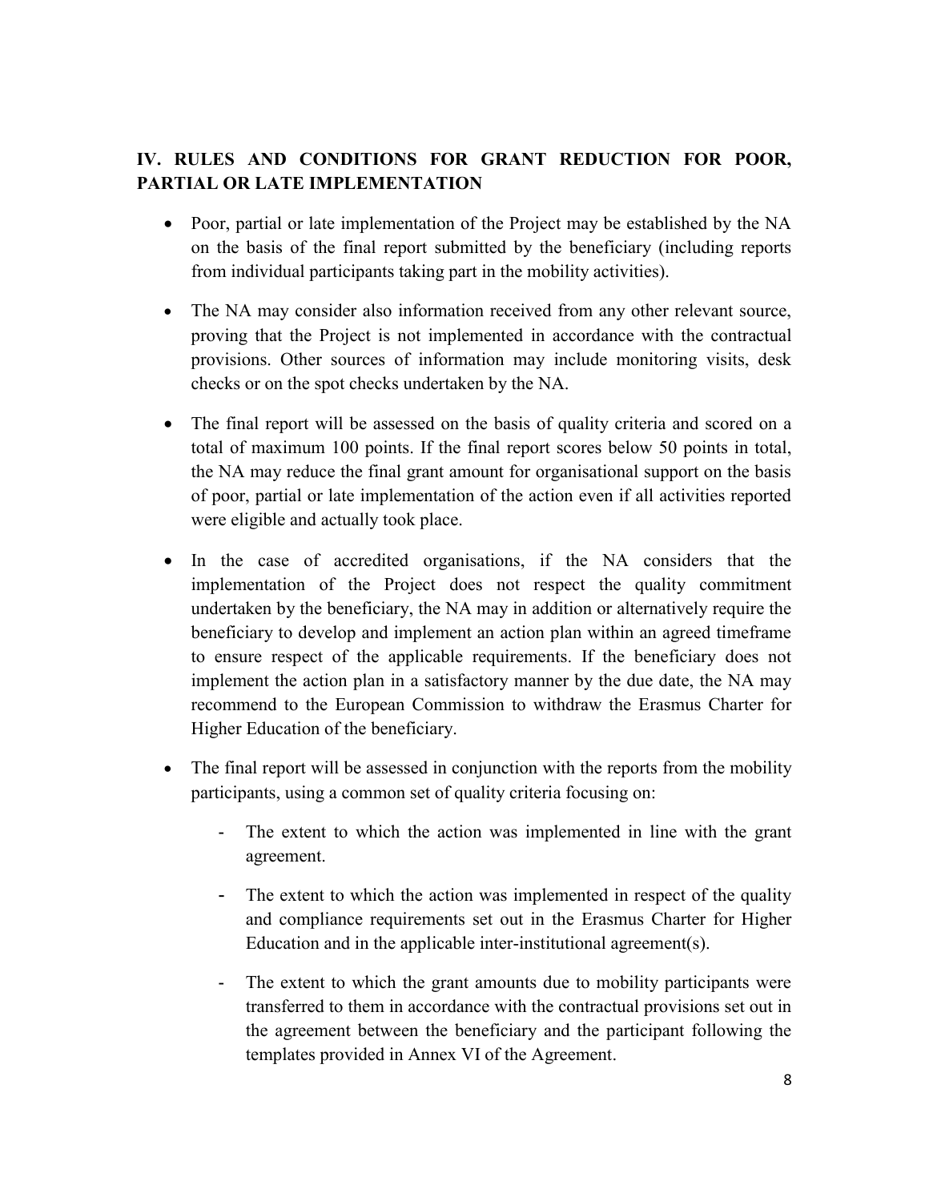## IV. RULES AND CONDITIONS FOR GRANT REDUCTION FOR POOR, PARTIAL OR LATE IMPLEMENTATION

- Poor, partial or late implementation of the Project may be established by the NA on the basis of the final report submitted by the beneficiary (including reports from individual participants taking part in the mobility activities).

- The NA may consider also information received from any other relevant source, proving that the Project is not implemented in accordance with the contractual provisions. Other sources of information may include monitoring visits, desk checks or on the spot checks undertaken by the NA.

- The final report will be assessed on the basis of quality criteria and scored on a total of maximum 100 points. If the final report scores below 50 points in total, the NA may reduce the final grant amount for organisational support on the basis of poor, partial or late implementation of the action even if all activities reported were eligible and actually took place.

- In the case of accredited organisations, if the NA considers that the implementation of the Project does not respect the quality commitment undertaken by the beneficiary, the NA may in addition or alternatively require the beneficiary to develop and implement an action plan within an agreed timeframe to ensure respect of the applicable requirements. If the beneficiary does not implement the action plan in a satisfactory manner by the due date, the NA may recommend to the European Commission to withdraw the Erasmus Charter for Higher Education of the beneficiary.

- The final report will be assessed in conjunction with the reports from the mobility participants, using a common set of quality criteria focusing on:

  - The extent to which the action was implemented in line with the grant agreement.

  - The extent to which the action was implemented in respect of the quality and compliance requirements set out in the Erasmus Charter for Higher Education and in the applicable inter-institutional agreement(s).

  - The extent to which the grant amounts due to mobility participants were transferred to them in accordance with the contractual provisions set out in the agreement between the beneficiary and the participant following the templates provided in Annex VI of the Agreement.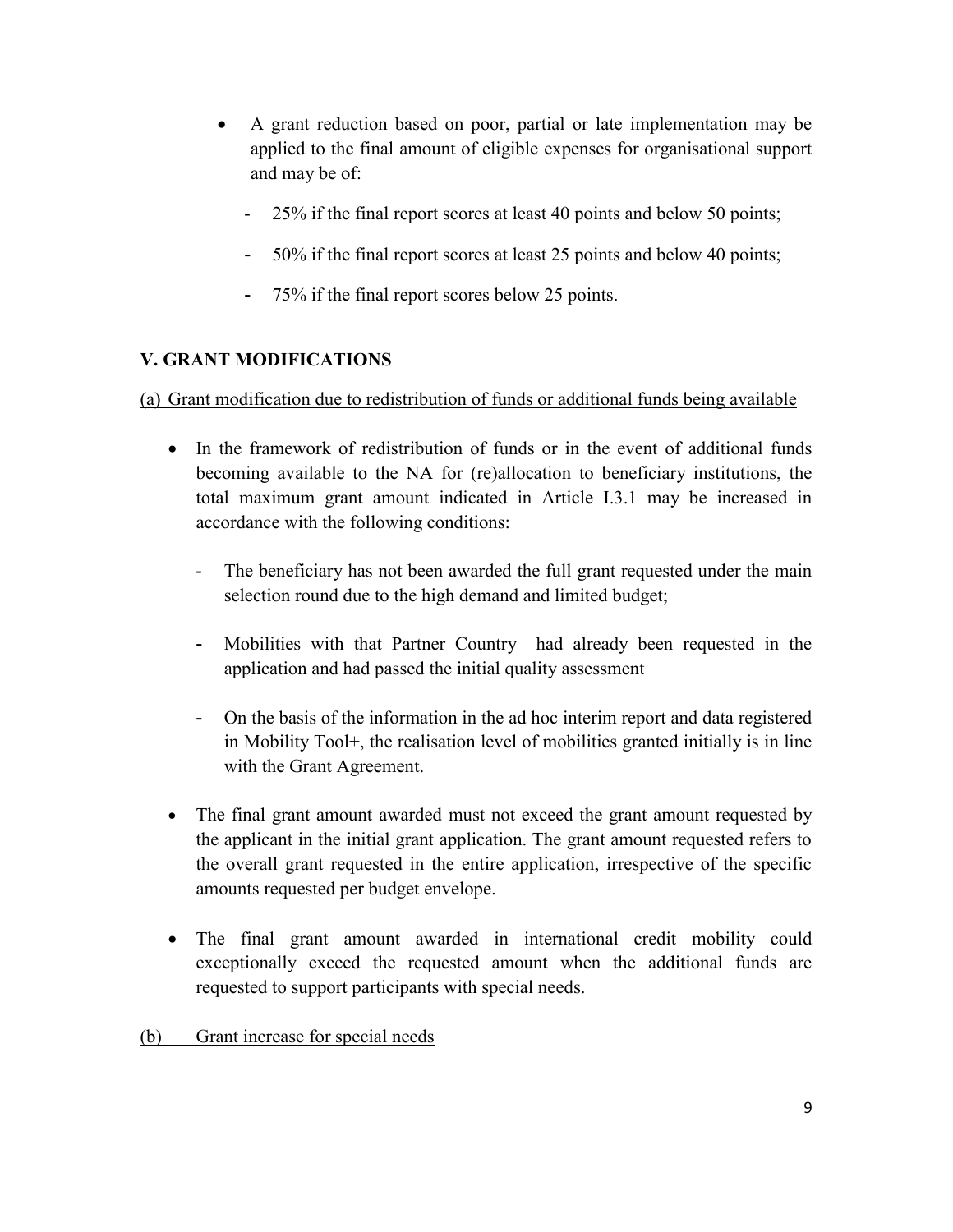- A grant reduction based on poor, partial or late implementation may be applied to the final amount of eligible expenses for organisational support and may be of:
  - 25% if the final report scores at least 40 points and below 50 points;
  - 50% if the final report scores at least 25 points and below 40 points;
  - 75% if the final report scores below 25 points.

## V. GRANT MODIFICATIONS

(a) Grant modification due to redistribution of funds or additional funds being available

- In the framework of redistribution of funds or in the event of additional funds becoming available to the NA for (re)allocation to beneficiary institutions, the total maximum grant amount indicated in Article I.3.1 may be increased in accordance with the following conditions:
  - The beneficiary has not been awarded the full grant requested under the main selection round due to the high demand and limited budget;
  - Mobilities with that Partner Country had already been requested in the application and had passed the initial quality assessment
  - On the basis of the information in the ad hoc interim report and data registered in Mobility Tool+, the realisation level of mobilities granted initially is in line with the Grant Agreement.
- The final grant amount awarded must not exceed the grant amount requested by the applicant in the initial grant application. The grant amount requested refers to the overall grant requested in the entire application, irrespective of the specific amounts requested per budget envelope.
- The final grant amount awarded in international credit mobility could exceptionally exceed the requested amount when the additional funds are requested to support participants with special needs.

(b) Grant increase for special needs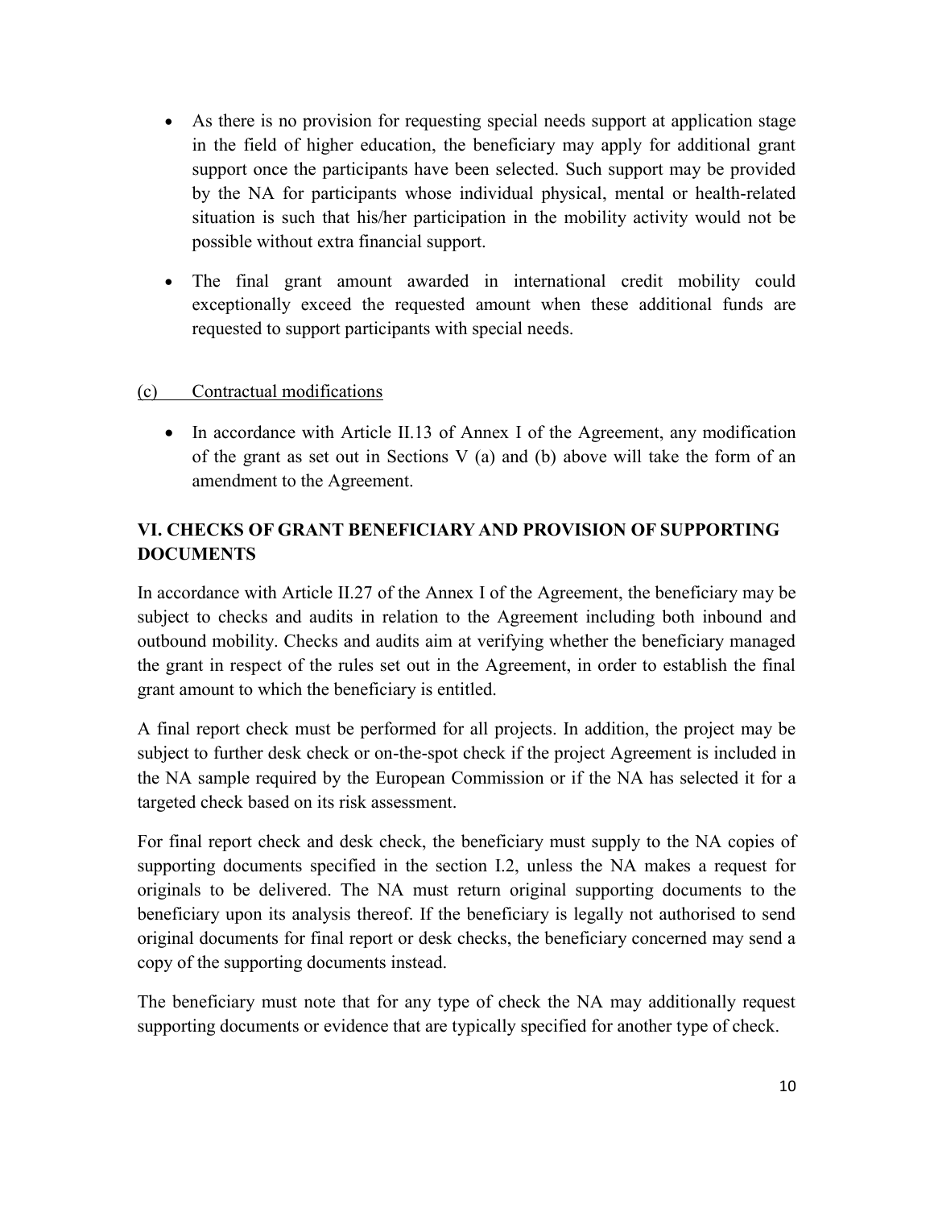- As there is no provision for requesting special needs support at application stage in the field of higher education, the beneficiary may apply for additional grant support once the participants have been selected. Such support may be provided by the NA for participants whose individual physical, mental or health-related situation is such that his/her participation in the mobility activity would not be possible without extra financial support.

- The final grant amount awarded in international credit mobility could exceptionally exceed the requested amount when these additional funds are requested to support participants with special needs.

(c) <u>Contractual modifications</u>

- In accordance with Article II.13 of Annex I of the Agreement, any modification of the grant as set out in Sections V (a) and (b) above will take the form of an amendment to the Agreement.

## VI. CHECKS OF GRANT BENEFICIARY AND PROVISION OF SUPPORTING DOCUMENTS

In accordance with Article II.27 of the Annex I of the Agreement, the beneficiary may be subject to checks and audits in relation to the Agreement including both inbound and outbound mobility. Checks and audits aim at verifying whether the beneficiary managed the grant in respect of the rules set out in the Agreement, in order to establish the final grant amount to which the beneficiary is entitled.

A final report check must be performed for all projects. In addition, the project may be subject to further desk check or on-the-spot check if the project Agreement is included in the NA sample required by the European Commission or if the NA has selected it for a targeted check based on its risk assessment.

For final report check and desk check, the beneficiary must supply to the NA copies of supporting documents specified in the section I.2, unless the NA makes a request for originals to be delivered. The NA must return original supporting documents to the beneficiary upon its analysis thereof. If the beneficiary is legally not authorised to send original documents for final report or desk checks, the beneficiary concerned may send a copy of the supporting documents instead.

The beneficiary must note that for any type of check the NA may additionally request supporting documents or evidence that are typically specified for another type of check.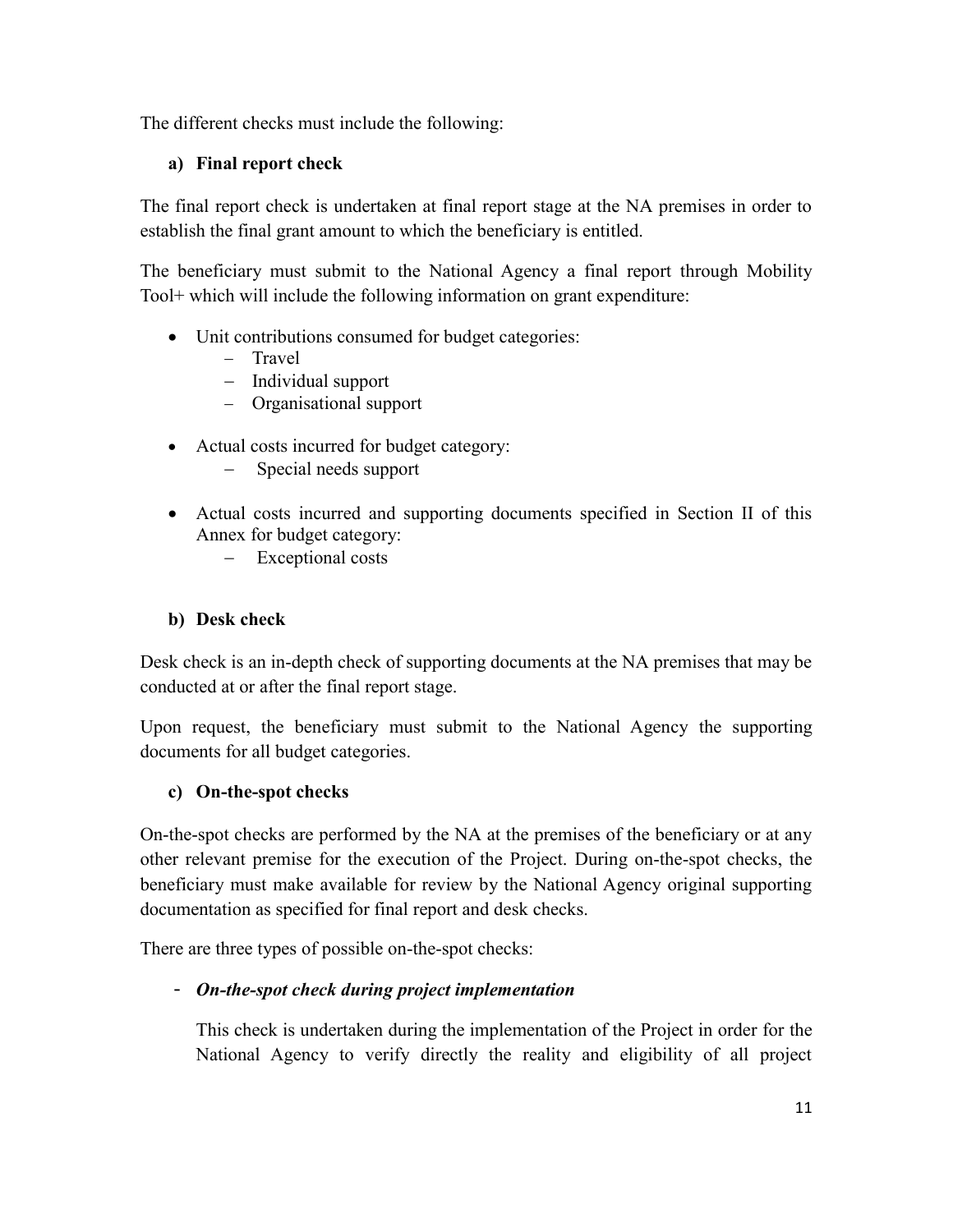The different checks must include the following:

**a) Final report check**

The final report check is undertaken at final report stage at the NA premises in order to establish the final grant amount to which the beneficiary is entitled.

The beneficiary must submit to the National Agency a final report through Mobility Tool+ which will include the following information on grant expenditure:

- Unit contributions consumed for budget categories:
  - Travel
  - Individual support
  - Organisational support
- Actual costs incurred for budget category:
  - Special needs support
- Actual costs incurred and supporting documents specified in Section II of this Annex for budget category:
  - Exceptional costs

**b) Desk check**

Desk check is an in-depth check of supporting documents at the NA premises that may be conducted at or after the final report stage.

Upon request, the beneficiary must submit to the National Agency the supporting documents for all budget categories.

**c) On-the-spot checks**

On-the-spot checks are performed by the NA at the premises of the beneficiary or at any other relevant premise for the execution of the Project. During on-the-spot checks, the beneficiary must make available for review by the National Agency original supporting documentation as specified for final report and desk checks.

There are three types of possible on-the-spot checks:

- ***On-the-spot check during project implementation***

  This check is undertaken during the implementation of the Project in order for the National Agency to verify directly the reality and eligibility of all project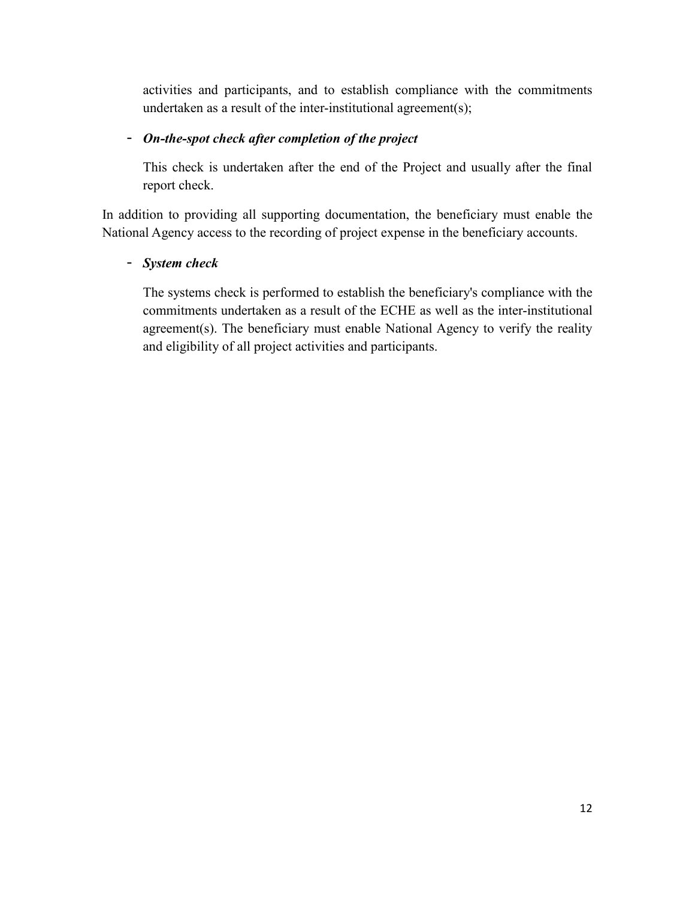activities and participants, and to establish compliance with the commitments undertaken as a result of the inter-institutional agreement(s);

- ***On-the-spot check after completion of the project***

  This check is undertaken after the end of the Project and usually after the final report check.

In addition to providing all supporting documentation, the beneficiary must enable the National Agency access to the recording of project expense in the beneficiary accounts.

- ***System check***

  The systems check is performed to establish the beneficiary's compliance with the commitments undertaken as a result of the ECHE as well as the inter-institutional agreement(s). The beneficiary must enable National Agency to verify the reality and eligibility of all project activities and participants.